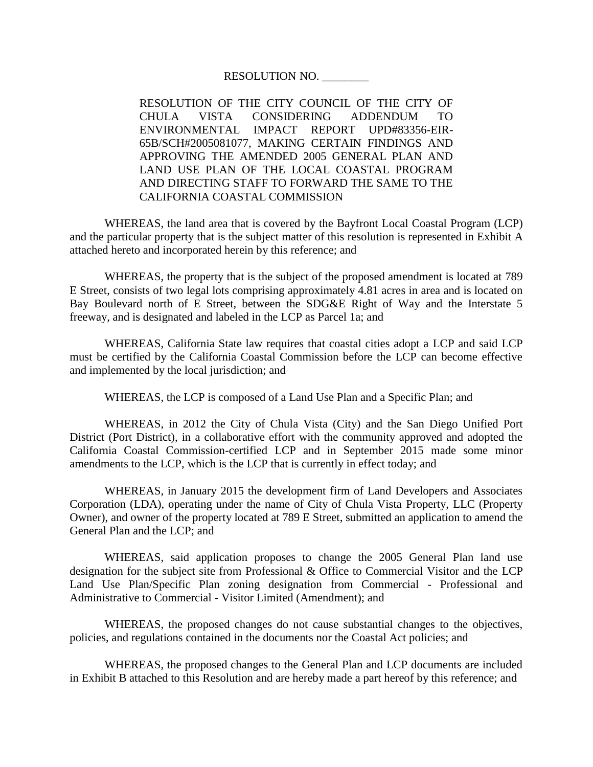RESOLUTION NO. ________

RESOLUTION OF THE CITY COUNCIL OF THE CITY OF CHULA VISTA CONSIDERING ADDENDUM TO ENVIRONMENTAL IMPACT REPORT UPD#83356-EIR-65B/SCH#2005081077, MAKING CERTAIN FINDINGS AND APPROVING THE AMENDED 2005 GENERAL PLAN AND LAND USE PLAN OF THE LOCAL COASTAL PROGRAM AND DIRECTING STAFF TO FORWARD THE SAME TO THE CALIFORNIA COASTAL COMMISSION

WHEREAS, the land area that is covered by the Bayfront Local Coastal Program (LCP) and the particular property that is the subject matter of this resolution is represented in Exhibit A attached hereto and incorporated herein by this reference; and

WHEREAS, the property that is the subject of the proposed amendment is located at 789 E Street, consists of two legal lots comprising approximately 4.81 acres in area and is located on Bay Boulevard north of E Street, between the SDG&E Right of Way and the Interstate 5 freeway, and is designated and labeled in the LCP as Parcel 1a; and

WHEREAS, California State law requires that coastal cities adopt a LCP and said LCP must be certified by the California Coastal Commission before the LCP can become effective and implemented by the local jurisdiction; and

WHEREAS, the LCP is composed of a Land Use Plan and a Specific Plan; and

WHEREAS, in 2012 the City of Chula Vista (City) and the San Diego Unified Port District (Port District), in a collaborative effort with the community approved and adopted the California Coastal Commission-certified LCP and in September 2015 made some minor amendments to the LCP, which is the LCP that is currently in effect today; and

WHEREAS, in January 2015 the development firm of Land Developers and Associates Corporation (LDA), operating under the name of City of Chula Vista Property, LLC (Property Owner), and owner of the property located at 789 E Street, submitted an application to amend the General Plan and the LCP; and

WHEREAS, said application proposes to change the 2005 General Plan land use designation for the subject site from Professional & Office to Commercial Visitor and the LCP Land Use Plan/Specific Plan zoning designation from Commercial - Professional and Administrative to Commercial - Visitor Limited (Amendment); and

WHEREAS, the proposed changes do not cause substantial changes to the objectives, policies, and regulations contained in the documents nor the Coastal Act policies; and

WHEREAS, the proposed changes to the General Plan and LCP documents are included in Exhibit B attached to this Resolution and are hereby made a part hereof by this reference; and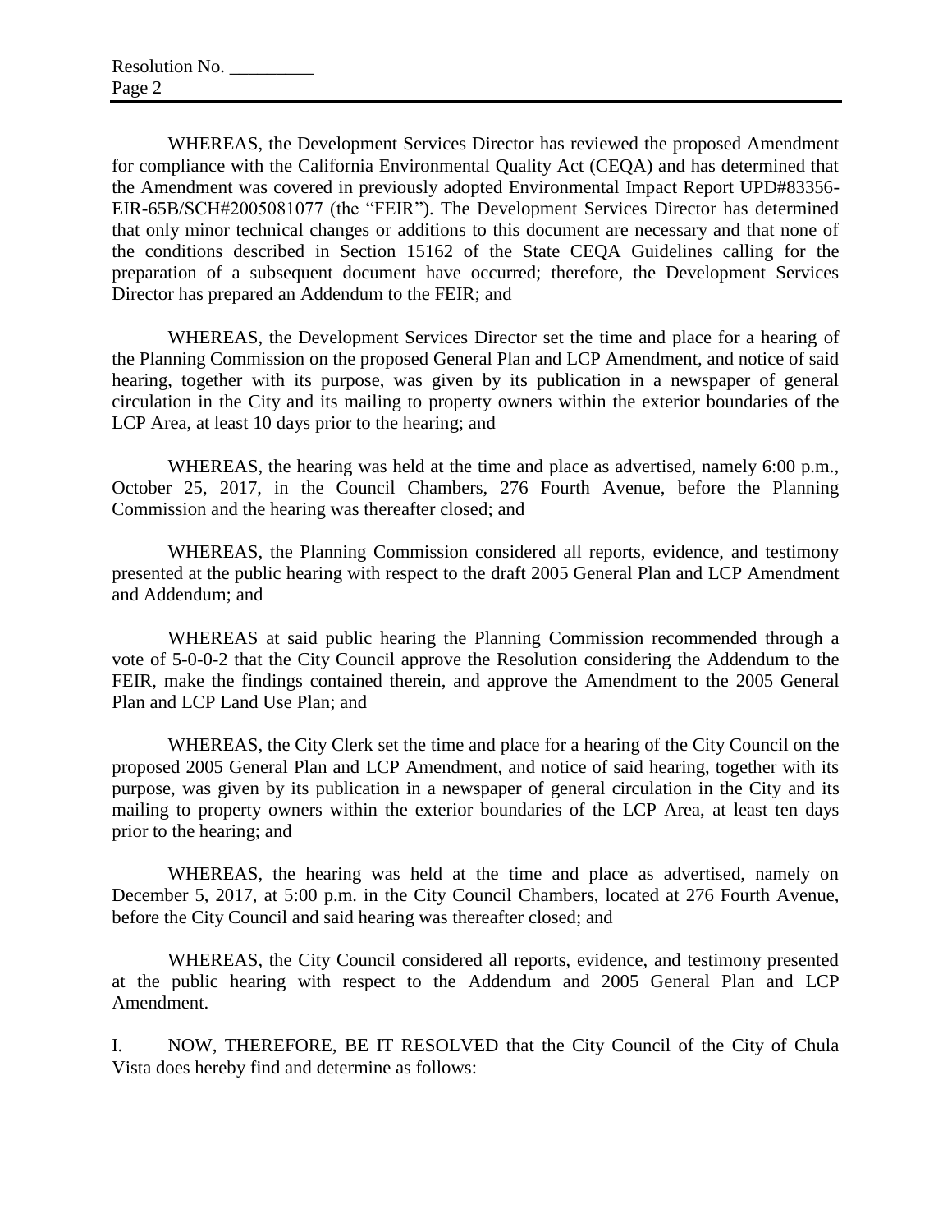WHEREAS, the Development Services Director has reviewed the proposed Amendment for compliance with the California Environmental Quality Act (CEQA) and has determined that the Amendment was covered in previously adopted Environmental Impact Report UPD#83356-EIR-65B/SCH#2005081077 (the "FEIR"). The Development Services Director has determined that only minor technical changes or additions to this document are necessary and that none of the conditions described in Section 15162 of the State CEQA Guidelines calling for the preparation of a subsequent document have occurred; therefore, the Development Services Director has prepared an Addendum to the FEIR; and

WHEREAS, the Development Services Director set the time and place for a hearing of the Planning Commission on the proposed General Plan and LCP Amendment, and notice of said hearing, together with its purpose, was given by its publication in a newspaper of general circulation in the City and its mailing to property owners within the exterior boundaries of the LCP Area, at least 10 days prior to the hearing; and

WHEREAS, the hearing was held at the time and place as advertised, namely 6:00 p.m., October 25, 2017, in the Council Chambers, 276 Fourth Avenue, before the Planning Commission and the hearing was thereafter closed; and

WHEREAS, the Planning Commission considered all reports, evidence, and testimony presented at the public hearing with respect to the draft 2005 General Plan and LCP Amendment and Addendum; and

WHEREAS at said public hearing the Planning Commission recommended through a vote of 5-0-0-2 that the City Council approve the Resolution considering the Addendum to the FEIR, make the findings contained therein, and approve the Amendment to the 2005 General Plan and LCP Land Use Plan; and

WHEREAS, the City Clerk set the time and place for a hearing of the City Council on the proposed 2005 General Plan and LCP Amendment, and notice of said hearing, together with its purpose, was given by its publication in a newspaper of general circulation in the City and its mailing to property owners within the exterior boundaries of the LCP Area, at least ten days prior to the hearing; and

WHEREAS, the hearing was held at the time and place as advertised, namely on December 5, 2017, at 5:00 p.m. in the City Council Chambers, located at 276 Fourth Avenue, before the City Council and said hearing was thereafter closed; and

WHEREAS, the City Council considered all reports, evidence, and testimony presented at the public hearing with respect to the Addendum and 2005 General Plan and LCP Amendment.

I. NOW, THEREFORE, BE IT RESOLVED that the City Council of the City of Chula Vista does hereby find and determine as follows: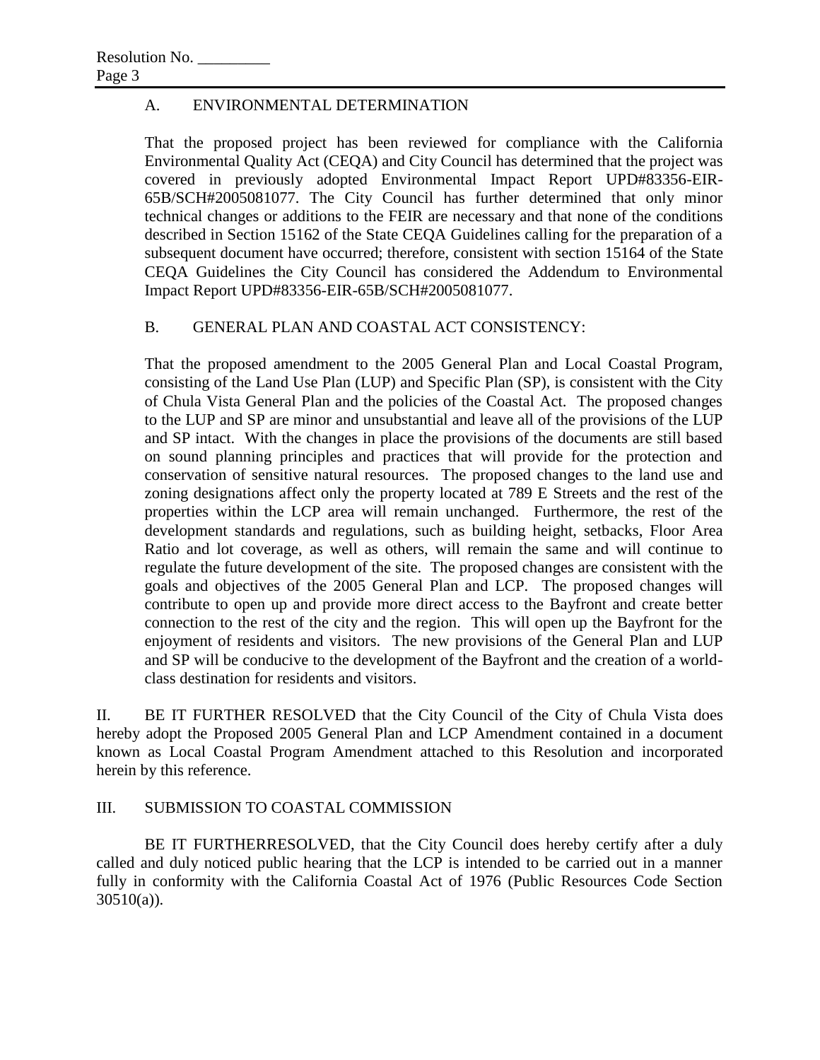### A. ENVIRONMENTAL DETERMINATION

That the proposed project has been reviewed for compliance with the California Environmental Quality Act (CEQA) and City Council has determined that the project was covered in previously adopted Environmental Impact Report UPD#83356-EIR-65B/SCH#2005081077. The City Council has further determined that only minor technical changes or additions to the FEIR are necessary and that none of the conditions described in Section 15162 of the State CEQA Guidelines calling for the preparation of a subsequent document have occurred; therefore, consistent with section 15164 of the State CEQA Guidelines the City Council has considered the Addendum to Environmental Impact Report UPD#83356-EIR-65B/SCH#2005081077.

### B. GENERAL PLAN AND COASTAL ACT CONSISTENCY:

That the proposed amendment to the 2005 General Plan and Local Coastal Program, consisting of the Land Use Plan (LUP) and Specific Plan (SP), is consistent with the City of Chula Vista General Plan and the policies of the Coastal Act. The proposed changes to the LUP and SP are minor and unsubstantial and leave all of the provisions of the LUP and SP intact. With the changes in place the provisions of the documents are still based on sound planning principles and practices that will provide for the protection and conservation of sensitive natural resources. The proposed changes to the land use and zoning designations affect only the property located at 789 E Streets and the rest of the properties within the LCP area will remain unchanged. Furthermore, the rest of the development standards and regulations, such as building height, setbacks, Floor Area Ratio and lot coverage, as well as others, will remain the same and will continue to regulate the future development of the site. The proposed changes are consistent with the goals and objectives of the 2005 General Plan and LCP. The proposed changes will contribute to open up and provide more direct access to the Bayfront and create better connection to the rest of the city and the region. This will open up the Bayfront for the enjoyment of residents and visitors. The new provisions of the General Plan and LUP and SP will be conducive to the development of the Bayfront and the creation of a world-class destination for residents and visitors.

II. BE IT FURTHER RESOLVED that the City Council of the City of Chula Vista does hereby adopt the Proposed 2005 General Plan and LCP Amendment contained in a document known as Local Coastal Program Amendment attached to this Resolution and incorporated herein by this reference.

## III. SUBMISSION TO COASTAL COMMISSION

BE IT FURTHERRESOLVED, that the City Council does hereby certify after a duly called and duly noticed public hearing that the LCP is intended to be carried out in a manner fully in conformity with the California Coastal Act of 1976 (Public Resources Code Section 30510(a)).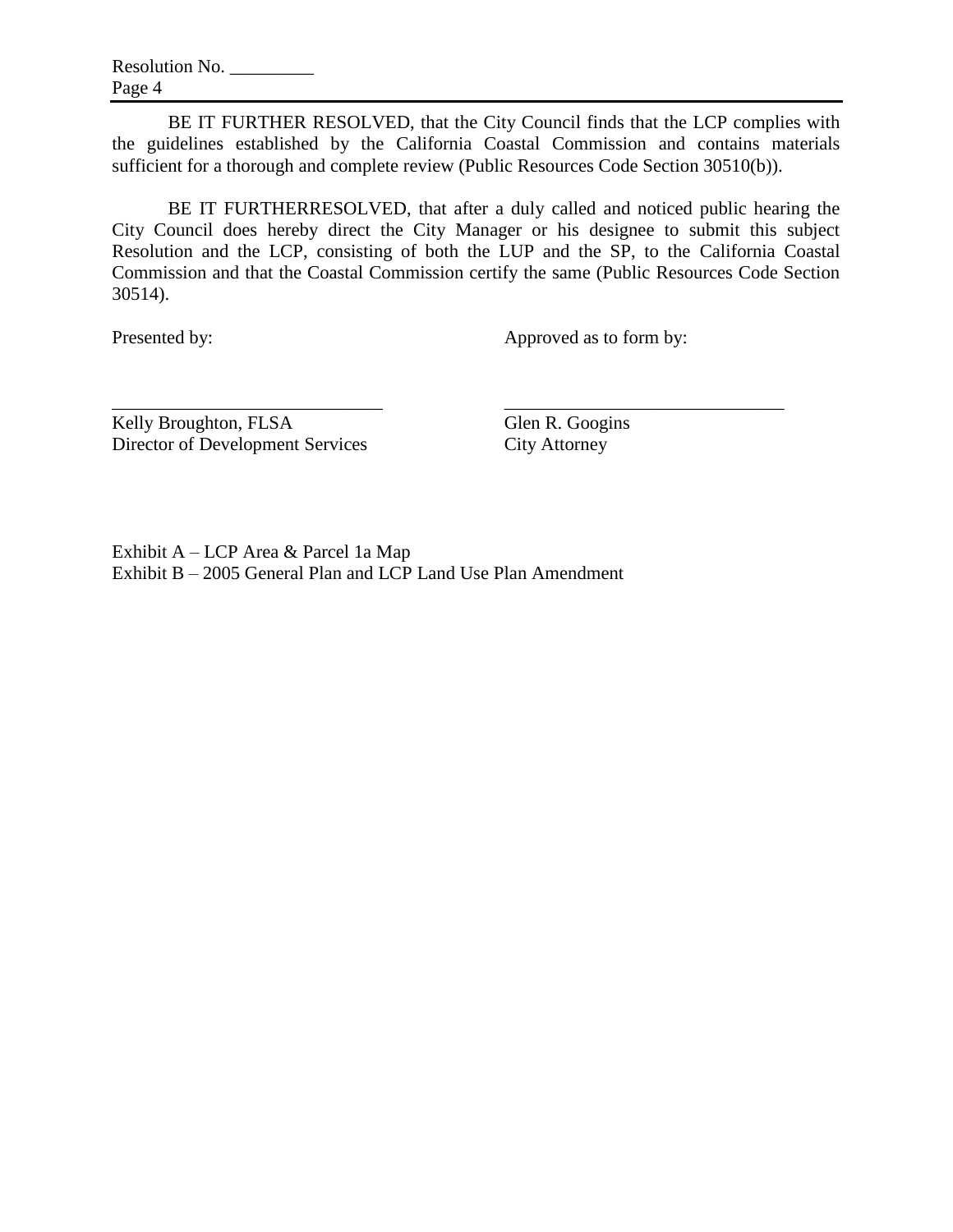BE IT FURTHER RESOLVED, that the City Council finds that the LCP complies with the guidelines established by the California Coastal Commission and contains materials sufficient for a thorough and complete review (Public Resources Code Section 30510(b)).

BE IT FURTHERRESOLVED, that after a duly called and noticed public hearing the City Council does hereby direct the City Manager or his designee to submit this subject Resolution and the LCP, consisting of both the LUP and the SP, to the California Coastal Commission and that the Coastal Commission certify the same (Public Resources Code Section 30514).

| Presented by: | Approved as to form by: |
| --- | --- |
| ______________________________ | ______________________________ |
| Kelly Broughton, FLSA<br>Director of Development Services | Glen R. Googins<br>City Attorney |

Exhibit A – LCP Area & Parcel 1a Map
Exhibit B – 2005 General Plan and LCP Land Use Plan Amendment